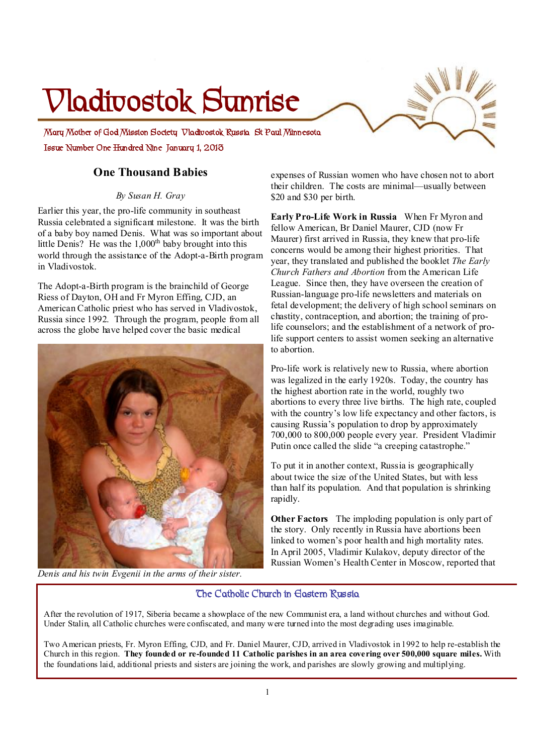# Vladivostok Sunrise

Mary Mother of God Mission Society Vladivostok Russia St Paul Minnesota

Issue Number One Hundred Nine January 1, 2013

## One Thousand Babies

*By Susan H. Gray*

Earlier this year, the pro-life community in southeast Russia celebrated a significant milestone. It was the birth of a baby boy named Denis. What was so important about little Denis? He was the 1,000th baby brought into this world through the assistance of the Adopt-a-Birth program in Vladivostok.

The Adopt-a-Birth program is the brainchild of George Riess of Dayton, OH and Fr Myron Effing, CJD, an American Catholic priest who has served in Vladivostok, Russia since 1992. Through the program, people from all across the globe have helped cover the basic medical expenses of Russian women who have chosen not to abort their children. The costs are minimal—usually between $20 and $30 per birth.

*Denis and his twin Evgenii in the arms of their sister.*

**Early Pro-Life Work in Russia** When Fr Myron and fellow American, Br Daniel Maurer, CJD (now Fr Maurer) first arrived in Russia, they knew that pro-life concerns would be among their highest priorities. That year, they translated and published the booklet *The Early Church Fathers and Abortion* from the American Life League. Since then, they have overseen the creation of Russian-language pro-life newsletters and materials on fetal development; the delivery of high school seminars on chastity, contraception, and abortion; the training of pro-life counselors; and the establishment of a network of pro-life support centers to assist women seeking an alternative to abortion.

Pro-life work is relatively new to Russia, where abortion was legalized in the early 1920s. Today, the country has the highest abortion rate in the world, roughly two abortions to every three live births. The high rate, coupled with the country's low life expectancy and other factors, is causing Russia's population to drop by approximately 700,000 to 800,000 people every year. President Vladimir Putin once called the slide "a creeping catastrophe."

To put it in another context, Russia is geographically about twice the size of the United States, but with less than half its population. And that population is shrinking rapidly.

**Other Factors** The imploding population is only part of the story. Only recently in Russia have abortions been linked to women's poor health and high mortality rates. In April 2005, Vladimir Kulakov, deputy director of the Russian Women's Health Center in Moscow, reported that

### The Catholic Church in Eastern Russia

After the revolution of 1917, Siberia became a showplace of the new Communist era, a land without churches and without God. Under Stalin, all Catholic churches were confiscated, and many were turned into the most degrading uses imaginable.

Two American priests, Fr. Myron Effing, CJD, and Fr. Daniel Maurer, CJD, arrived in Vladivostok in 1992 to help re-establish the Church in this region. **They founded or re-founded 11 Catholic parishes in an area covering over 500,000 square miles.** With the foundations laid, additional priests and sisters are joining the work, and parishes are slowly growing and multiplying.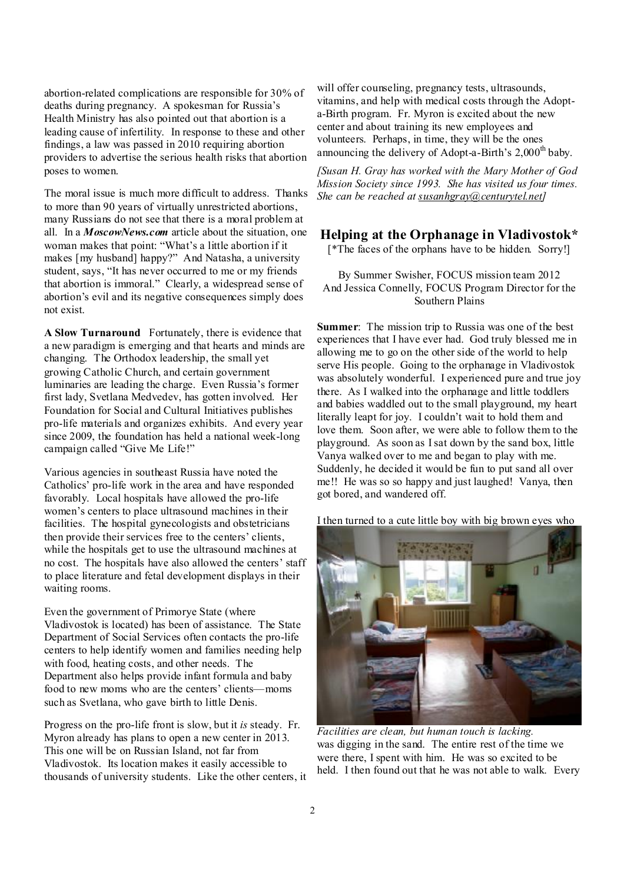abortion-related complications are responsible for 30% of deaths during pregnancy. A spokesman for Russia's Health Ministry has also pointed out that abortion is a leading cause of infertility. In response to these and other findings, a law was passed in 2010 requiring abortion providers to advertise the serious health risks that abortion poses to women.

The moral issue is much more difficult to address. Thanks to more than 90 years of virtually unrestricted abortions, many Russians do not see that there is a moral problem at all. In a ***MoscowNews.com*** article about the situation, one woman makes that point: "What's a little abortion if it makes [my husband] happy?" And Natasha, a university student, says, "It has never occurred to me or my friends that abortion is immoral." Clearly, a widespread sense of abortion's evil and its negative consequences simply does not exist.

**A Slow Turnaround** Fortunately, there is evidence that a new paradigm is emerging and that hearts and minds are changing. The Orthodox leadership, the small yet growing Catholic Church, and certain government luminaries are leading the charge. Even Russia's former first lady, Svetlana Medvedev, has gotten involved. Her Foundation for Social and Cultural Initiatives publishes pro-life materials and organizes exhibits. And every year since 2009, the foundation has held a national week-long campaign called "Give Me Life!"

Various agencies in southeast Russia have noted the Catholics' pro-life work in the area and have responded favorably. Local hospitals have allowed the pro-life women's centers to place ultrasound machines in their facilities. The hospital gynecologists and obstetricians then provide their services free to the centers' clients, while the hospitals get to use the ultrasound machines at no cost. The hospitals have also allowed the centers' staff to place literature and fetal development displays in their waiting rooms.

Even the government of Primorye State (where Vladivostok is located) has been of assistance. The State Department of Social Services often contacts the pro-life centers to help identify women and families needing help with food, heating costs, and other needs. The Department also helps provide infant formula and baby food to new moms who are the centers' clients—moms such as Svetlana, who gave birth to little Denis.

Progress on the pro-life front is slow, but it *is* steady. Fr. Myron already has plans to open a new center in 2013. This one will be on Russian Island, not far from Vladivostok. Its location makes it easily accessible to thousands of university students. Like the other centers, it will offer counseling, pregnancy tests, ultrasounds, vitamins, and help with medical costs through the Adopt-a-Birth program. Fr. Myron is excited about the new center and about training its new employees and volunteers. Perhaps, in time, they will be the ones announcing the delivery of Adopt-a-Birth's 2,000th baby.

*[Susan H. Gray has worked with the Mary Mother of God Mission Society since 1993. She has visited us four times. She can be reached at susanhgray@centurytel.net]*

## Helping at the Orphanage in Vladivostok*

[*The faces of the orphans have to be hidden. Sorry!]

By Summer Swisher, FOCUS mission team 2012
And Jessica Connelly, FOCUS Program Director for the Southern Plains

**Summer**: The mission trip to Russia was one of the best experiences that I have ever had. God truly blessed me in allowing me to go on the other side of the world to help serve His people. Going to the orphanage in Vladivostok was absolutely wonderful. I experienced pure and true joy there. As I walked into the orphanage and little toddlers and babies waddled out to the small playground, my heart literally leapt for joy. I couldn't wait to hold them and love them. Soon after, we were able to follow them to the playground. As soon as I sat down by the sand box, little Vanya walked over to me and began to play with me. Suddenly, he decided it would be fun to put sand all over me!! He was so so happy and just laughed! Vanya, then got bored, and wandered off.

I then turned to a cute little boy with big brown eyes who was digging in the sand. The entire rest of the time we were there, I spent with him. He was so excited to be held. I then found out that he was not able to walk. Every

*Facilities are clean, but human touch is lacking.*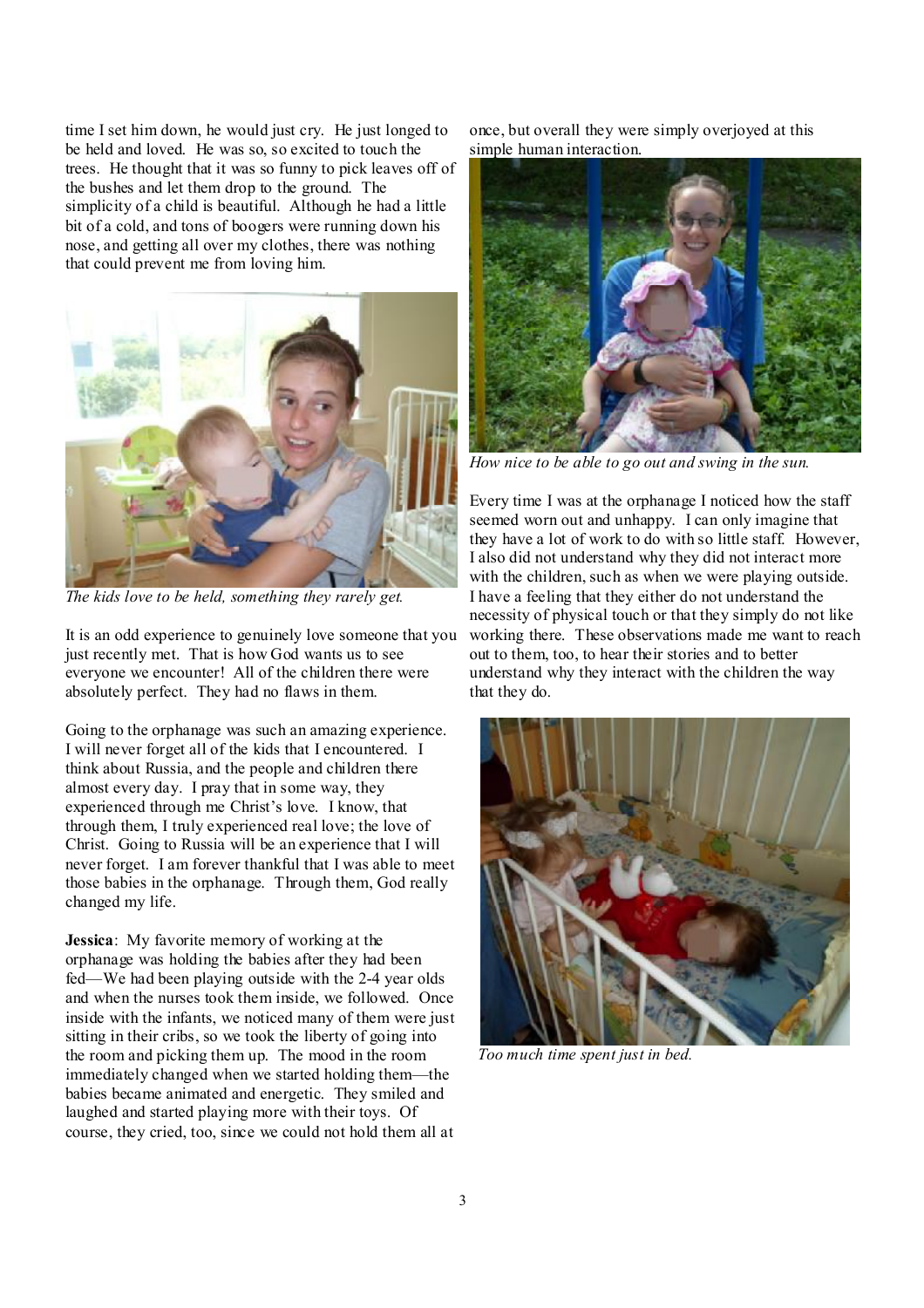time I set him down, he would just cry. He just longed to be held and loved. He was so, so excited to touch the trees. He thought that it was so funny to pick leaves off of the bushes and let them drop to the ground. The simplicity of a child is beautiful. Although he had a little bit of a cold, and tons of boogers were running down his nose, and getting all over my clothes, there was nothing that could prevent me from loving him.

*The kids love to be held, something they rarely get.*

It is an odd experience to genuinely love someone that you just recently met. That is how God wants us to see everyone we encounter! All of the children there were absolutely perfect. They had no flaws in them.

Going to the orphanage was such an amazing experience. I will never forget all of the kids that I encountered. I think about Russia, and the people and children there almost every day. I pray that in some way, they experienced through me Christ's love. I know, that through them, I truly experienced real love; the love of Christ. Going to Russia will be an experience that I will never forget. I am forever thankful that I was able to meet those babies in the orphanage. Through them, God really changed my life.

**Jessica**: My favorite memory of working at the orphanage was holding the babies after they had been fed—We had been playing outside with the 2-4 year olds and when the nurses took them inside, we followed. Once inside with the infants, we noticed many of them were just sitting in their cribs, so we took the liberty of going into the room and picking them up. The mood in the room immediately changed when we started holding them—the babies became animated and energetic. They smiled and laughed and started playing more with their toys. Of course, they cried, too, since we could not hold them all at once, but overall they were simply overjoyed at this simple human interaction.

*How nice to be able to go out and swing in the sun.*

Every time I was at the orphanage I noticed how the staff seemed worn out and unhappy. I can only imagine that they have a lot of work to do with so little staff. However, I also did not understand why they did not interact more with the children, such as when we were playing outside. I have a feeling that they either do not understand the necessity of physical touch or that they simply do not like working there. These observations made me want to reach out to them, too, to hear their stories and to better understand why they interact with the children the way that they do.

*Too much time spent just in bed.*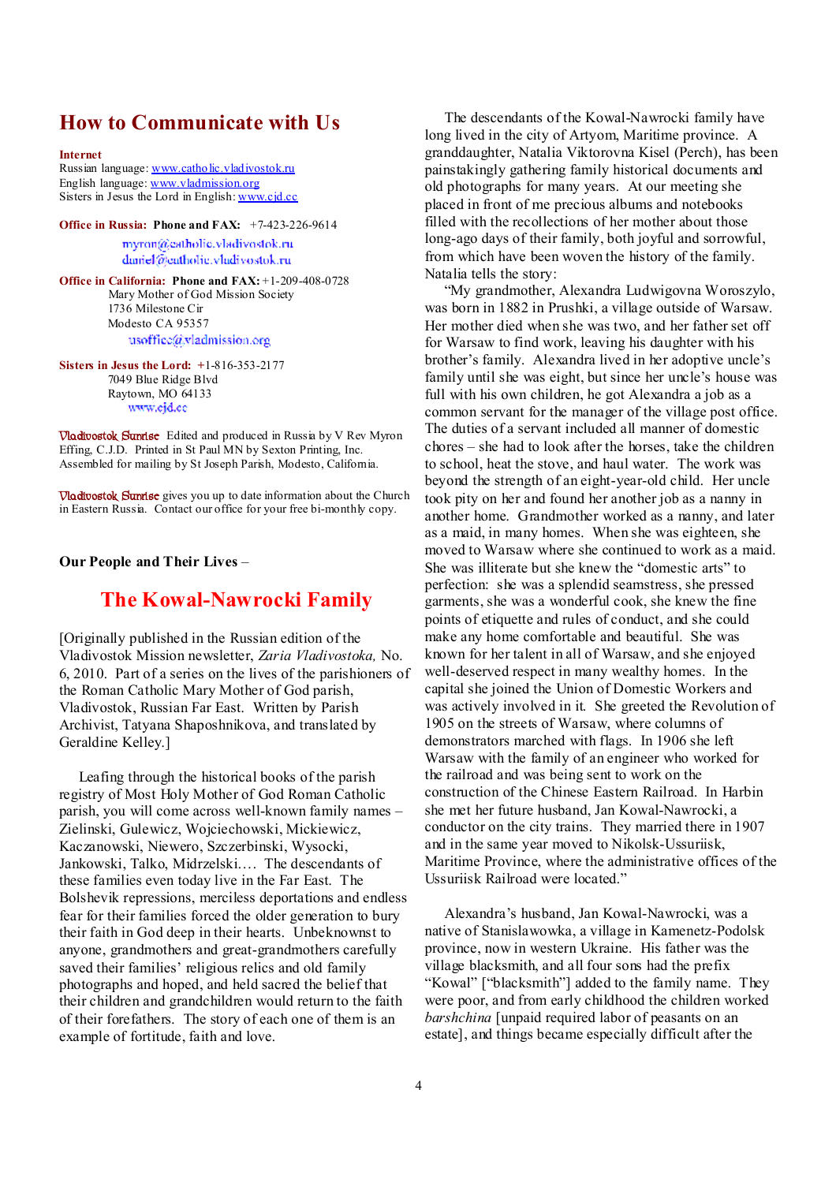## How to Communicate with Us

**Internet**
Russian language: www.catholic.vladivostok.ru
English language: www.vladmission.org
Sisters in Jesus the Lord in English: www.cjd.cc

**Office in Russia:** **Phone and FAX:** +7-423-226-9614
myron@catholic.vladivostok.ru
daniel@catholic.vladivostok.ru

**Office in California:** **Phone and FAX:** +1-209-408-0728
Mary Mother of God Mission Society
1736 Milestone Cir
Modesto CA 95357
usoffice@vladmission.org

**Sisters in Jesus the Lord:** +1-816-353-2177
7049 Blue Ridge Blvd
Raytown, MO 64133
www.cjd.cc

*Vladivostok Sunrise* Edited and produced in Russia by V Rev Myron Effing, C.J.D. Printed in St Paul MN by Sexton Printing, Inc. Assembled for mailing by St Joseph Parish, Modesto, California.

*Vladivostok Sunrise* gives you up to date information about the Church in Eastern Russia. Contact our office for your free bi-monthly copy.

**Our People and Their Lives** –

## The Kowal-Nawrocki Family

[Originally published in the Russian edition of the Vladivostok Mission newsletter, *Zaria Vladivostoka,* No. 6, 2010. Part of a series on the lives of the parishioners of the Roman Catholic Mary Mother of God parish, Vladivostok, Russian Far East. Written by Parish Archivist, Tatyana Shaposhnikova, and translated by Geraldine Kelley.]

Leafing through the historical books of the parish registry of Most Holy Mother of God Roman Catholic parish, you will come across well-known family names – Zielinski, Gulewicz, Wojciechowski, Mickiewicz, Kaczanowski, Niewero, Szczerbinski, Wysocki, Jankowski, Talko, Midrzelski…. The descendants of these families even today live in the Far East. The Bolshevik repressions, merciless deportations and endless fear for their families forced the older generation to bury their faith in God deep in their hearts. Unbeknownst to anyone, grandmothers and great-grandmothers carefully saved their families' religious relics and old family photographs and hoped, and held sacred the belief that their children and grandchildren would return to the faith of their forefathers. The story of each one of them is an example of fortitude, faith and love.

The descendants of the Kowal-Nawrocki family have long lived in the city of Artyom, Maritime province. A granddaughter, Natalia Viktorovna Kisel (Perch), has been painstakingly gathering family historical documents and old photographs for many years. At our meeting she placed in front of me precious albums and notebooks filled with the recollections of her mother about those long-ago days of their family, both joyful and sorrowful, from which have been woven the history of the family. Natalia tells the story:

"My grandmother, Alexandra Ludwigovna Woroszylo, was born in 1882 in Prushki, a village outside of Warsaw. Her mother died when she was two, and her father set off for Warsaw to find work, leaving his daughter with his brother's family. Alexandra lived in her adoptive uncle's family until she was eight, but since her uncle's house was full with his own children, he got Alexandra a job as a common servant for the manager of the village post office. The duties of a servant included all manner of domestic chores – she had to look after the horses, take the children to school, heat the stove, and haul water. The work was beyond the strength of an eight-year-old child. Her uncle took pity on her and found her another job as a nanny in another home. Grandmother worked as a nanny, and later as a maid, in many homes. When she was eighteen, she moved to Warsaw where she continued to work as a maid. She was illiterate but she knew the "domestic arts" to perfection: she was a splendid seamstress, she pressed garments, she was a wonderful cook, she knew the fine points of etiquette and rules of conduct, and she could make any home comfortable and beautiful. She was known for her talent in all of Warsaw, and she enjoyed well-deserved respect in many wealthy homes. In the capital she joined the Union of Domestic Workers and was actively involved in it. She greeted the Revolution of 1905 on the streets of Warsaw, where columns of demonstrators marched with flags. In 1906 she left Warsaw with the family of an engineer who worked for the railroad and was being sent to work on the construction of the Chinese Eastern Railroad. In Harbin she met her future husband, Jan Kowal-Nawrocki, a conductor on the city trains. They married there in 1907 and in the same year moved to Nikolsk-Ussuriisk, Maritime Province, where the administrative offices of the Ussuriisk Railroad were located."

Alexandra's husband, Jan Kowal-Nawrocki, was a native of Stanislawowka, a village in Kamenetz-Podolsk province, now in western Ukraine. His father was the village blacksmith, and all four sons had the prefix "Kowal" ["blacksmith"] added to the family name. They were poor, and from early childhood the children worked *barshchina* [unpaid required labor of peasants on an estate], and things became especially difficult after the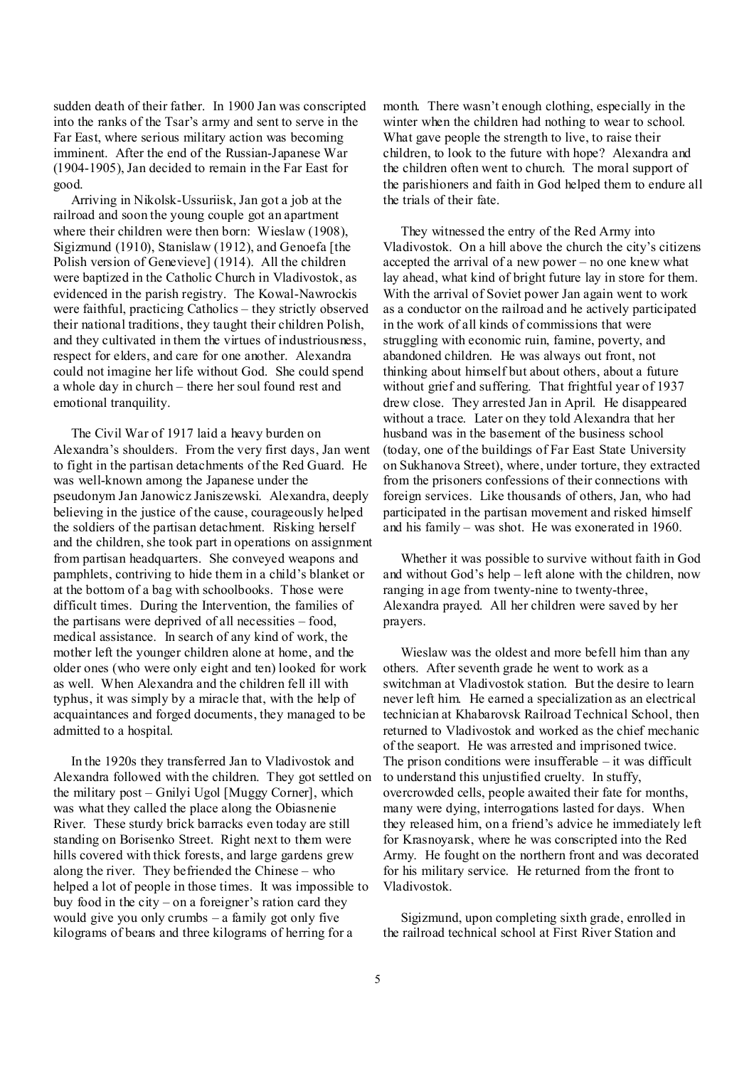sudden death of their father. In 1900 Jan was conscripted into the ranks of the Tsar's army and sent to serve in the Far East, where serious military action was becoming imminent. After the end of the Russian-Japanese War (1904-1905), Jan decided to remain in the Far East for good.

Arriving in Nikolsk-Ussuriisk, Jan got a job at the railroad and soon the young couple got an apartment where their children were then born: Wieslaw (1908), Sigizmund (1910), Stanislaw (1912), and Genoefa [the Polish version of Genevieve] (1914). All the children were baptized in the Catholic Church in Vladivostok, as evidenced in the parish registry. The Kowal-Nawrockis were faithful, practicing Catholics – they strictly observed their national traditions, they taught their children Polish, and they cultivated in them the virtues of industriousness, respect for elders, and care for one another. Alexandra could not imagine her life without God. She could spend a whole day in church – there her soul found rest and emotional tranquility.

The Civil War of 1917 laid a heavy burden on Alexandra's shoulders. From the very first days, Jan went to fight in the partisan detachments of the Red Guard. He was well-known among the Japanese under the pseudonym Jan Janowicz Janiszewski. Alexandra, deeply believing in the justice of the cause, courageously helped the soldiers of the partisan detachment. Risking herself and the children, she took part in operations on assignment from partisan headquarters. She conveyed weapons and pamphlets, contriving to hide them in a child's blanket or at the bottom of a bag with schoolbooks. Those were difficult times. During the Intervention, the families of the partisans were deprived of all necessities – food, medical assistance. In search of any kind of work, the mother left the younger children alone at home, and the older ones (who were only eight and ten) looked for work as well. When Alexandra and the children fell ill with typhus, it was simply by a miracle that, with the help of acquaintances and forged documents, they managed to be admitted to a hospital.

In the 1920s they transferred Jan to Vladivostok and Alexandra followed with the children. They got settled on the military post – Gnilyi Ugol [Muggy Corner], which was what they called the place along the Obiasnenie River. These sturdy brick barracks even today are still standing on Borisenko Street. Right next to them were hills covered with thick forests, and large gardens grew along the river. They befriended the Chinese – who helped a lot of people in those times. It was impossible to buy food in the city – on a foreigner's ration card they would give you only crumbs – a family got only five kilograms of beans and three kilograms of herring for a month. There wasn't enough clothing, especially in the winter when the children had nothing to wear to school. What gave people the strength to live, to raise their children, to look to the future with hope? Alexandra and the children often went to church. The moral support of the parishioners and faith in God helped them to endure all the trials of their fate.

They witnessed the entry of the Red Army into Vladivostok. On a hill above the church the city's citizens accepted the arrival of a new power – no one knew what lay ahead, what kind of bright future lay in store for them. With the arrival of Soviet power Jan again went to work as a conductor on the railroad and he actively participated in the work of all kinds of commissions that were struggling with economic ruin, famine, poverty, and abandoned children. He was always out front, not thinking about himself but about others, about a future without grief and suffering. That frightful year of 1937 drew close. They arrested Jan in April. He disappeared without a trace. Later on they told Alexandra that her husband was in the basement of the business school (today, one of the buildings of Far East State University on Sukhanova Street), where, under torture, they extracted from the prisoners confessions of their connections with foreign services. Like thousands of others, Jan, who had participated in the partisan movement and risked himself and his family – was shot. He was exonerated in 1960.

Whether it was possible to survive without faith in God and without God's help – left alone with the children, now ranging in age from twenty-nine to twenty-three, Alexandra prayed. All her children were saved by her prayers.

Wieslaw was the oldest and more befell him than any others. After seventh grade he went to work as a switchman at Vladivostok station. But the desire to learn never left him. He earned a specialization as an electrical technician at Khabarovsk Railroad Technical School, then returned to Vladivostok and worked as the chief mechanic of the seaport. He was arrested and imprisoned twice. The prison conditions were insufferable – it was difficult to understand this unjustified cruelty. In stuffy, overcrowded cells, people awaited their fate for months, many were dying, interrogations lasted for days. When they released him, on a friend's advice he immediately left for Krasnoyarsk, where he was conscripted into the Red Army. He fought on the northern front and was decorated for his military service. He returned from the front to Vladivostok.

Sigizmund, upon completing sixth grade, enrolled in the railroad technical school at First River Station and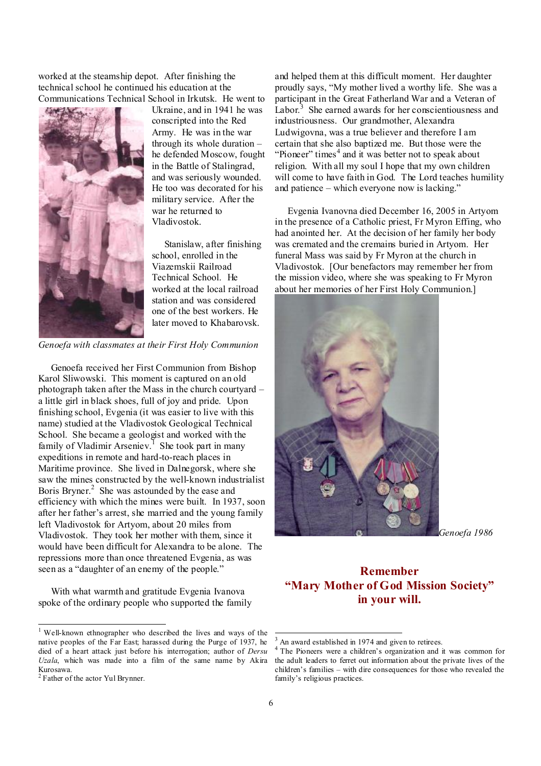worked at the steamship depot. After finishing the technical school he continued his education at the Communications Technical School in Irkutsk. He went to Ukraine, and in 1941 he was conscripted into the Red Army. He was in the war through its whole duration – he defended Moscow, fought in the Battle of Stalingrad, and was seriously wounded. He too was decorated for his military service. After the war he returned to Vladivostok.

Stanislaw, after finishing school, enrolled in the Viazemskii Railroad Technical School. He worked at the local railroad station and was considered one of the best workers. He later moved to Khabarovsk.

*Genoefa with classmates at their First Holy Communion*

Genoefa received her First Communion from Bishop Karol Sliwowski. This moment is captured on an old photograph taken after the Mass in the church courtyard – a little girl in black shoes, full of joy and pride. Upon finishing school, Evgenia (it was easier to live with this name) studied at the Vladivostok Geological Technical School. She became a geologist and worked with the family of Vladimir Arseniev.[1] She took part in many expeditions in remote and hard-to-reach places in Maritime province. She lived in Dalnegorsk, where she saw the mines constructed by the well-known industrialist Boris Bryner.[2] She was astounded by the ease and efficiency with which the mines were built. In 1937, soon after her father's arrest, she married and the young family left Vladivostok for Artyom, about 20 miles from Vladivostok. They took her mother with them, since it would have been difficult for Alexandra to be alone. The repressions more than once threatened Evgenia, as was seen as a "daughter of an enemy of the people."

With what warmth and gratitude Evgenia Ivanova spoke of the ordinary people who supported the family and helped them at this difficult moment. Her daughter proudly says, "My mother lived a worthy life. She was a participant in the Great Fatherland War and a Veteran of Labor.[3] She earned awards for her conscientiousness and industriousness. Our grandmother, Alexandra Ludwigovna, was a true believer and therefore I am certain that she also baptized me. But those were the "Pioneer" times[4] and it was better not to speak about religion. With all my soul I hope that my own children will come to have faith in God. The Lord teaches humility and patience – which everyone now is lacking."

Evgenia Ivanovna died December 16, 2005 in Artyom in the presence of a Catholic priest, Fr Myron Effing, who had anointed her. At the decision of her family her body was cremated and the cremains buried in Artyom. Her funeral Mass was said by Fr Myron at the church in Vladivostok. [Our benefactors may remember her from the mission video, where she was speaking to Fr Myron about her memories of her First Holy Communion.]

*Genoefa 1986*

**Remember**
**"Mary Mother of God Mission Society"**
**in your will.**

---

[1] Well-known ethnographer who described the lives and ways of the native peoples of the Far East; harassed during the Purge of 1937, he died of a heart attack just before his interrogation; author of *Dersu Uzala*, which was made into a film of the same name by Akira Kurosawa.

[2] Father of the actor Yul Brynner.

[3] An award established in 1974 and given to retirees.

[4] The Pioneers were a children's organization and it was common for the adult leaders to ferret out information about the private lives of the children's families – with dire consequences for those who revealed the family's religious practices.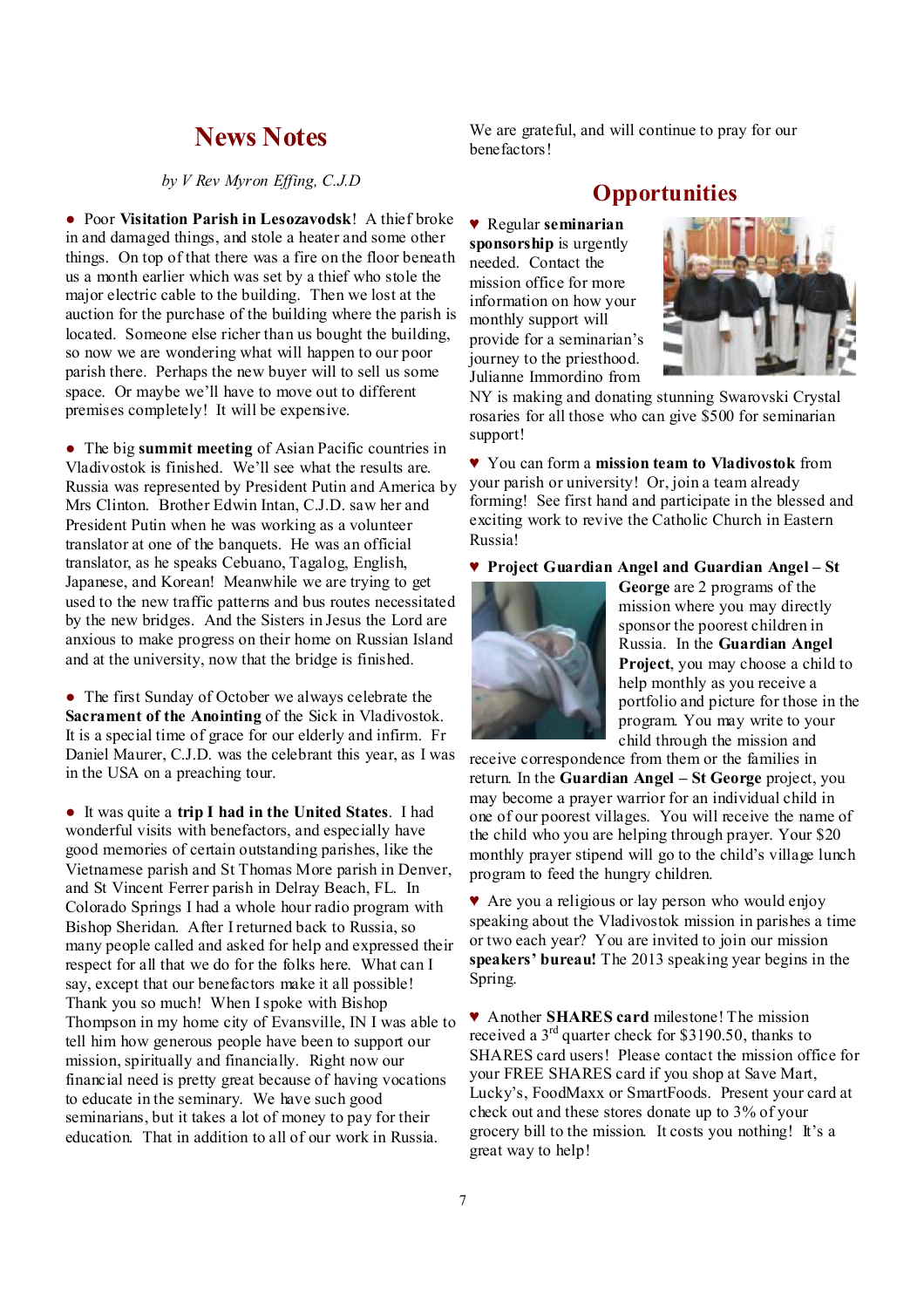## News Notes

*by V Rev Myron Effing, C.J.D*

● Poor **Visitation Parish in Lesozavodsk**! A thief broke in and damaged things, and stole a heater and some other things. On top of that there was a fire on the floor beneath us a month earlier which was set by a thief who stole the major electric cable to the building. Then we lost at the auction for the purchase of the building where the parish is located. Someone else richer than us bought the building, so now we are wondering what will happen to our poor parish there. Perhaps the new buyer will to sell us some space. Or maybe we'll have to move out to different premises completely! It will be expensive.

● The big **summit meeting** of Asian Pacific countries in Vladivostok is finished. We'll see what the results are. Russia was represented by President Putin and America by Mrs Clinton. Brother Edwin Intan, C.J.D. saw her and President Putin when he was working as a volunteer translator at one of the banquets. He was an official translator, as he speaks Cebuano, Tagalog, English, Japanese, and Korean! Meanwhile we are trying to get used to the new traffic patterns and bus routes necessitated by the new bridges. And the Sisters in Jesus the Lord are anxious to make progress on their home on Russian Island and at the university, now that the bridge is finished.

● The first Sunday of October we always celebrate the **Sacrament of the Anointing** of the Sick in Vladivostok. It is a special time of grace for our elderly and infirm. Fr Daniel Maurer, C.J.D. was the celebrant this year, as I was in the USA on a preaching tour.

● It was quite a **trip I had in the United States**. I had wonderful visits with benefactors, and especially have good memories of certain outstanding parishes, like the Vietnamese parish and St Thomas More parish in Denver, and St Vincent Ferrer parish in Delray Beach, FL. In Colorado Springs I had a whole hour radio program with Bishop Sheridan. After I returned back to Russia, so many people called and asked for help and expressed their respect for all that we do for the folks here. What can I say, except that our benefactors make it all possible! Thank you so much! When I spoke with Bishop Thompson in my home city of Evansville, IN I was able to tell him how generous people have been to support our mission, spiritually and financially. Right now our financial need is pretty great because of having vocations to educate in the seminary. We have such good seminarians, but it takes a lot of money to pay for their education. That in addition to all of our work in Russia. We are grateful, and will continue to pray for our benefactors!

## Opportunities

♥ Regular **seminarian sponsorship** is urgently needed. Contact the mission office for more information on how your monthly support will provide for a seminarian's journey to the priesthood. Julianne Immordino from NY is making and donating stunning Swarovski Crystal rosaries for all those who can give $500 for seminarian support!

♥ You can form a **mission team to Vladivostok** from your parish or university! Or, join a team already forming! See first hand and participate in the blessed and exciting work to revive the Catholic Church in Eastern Russia!

♥ **Project Guardian Angel and Guardian Angel – St George** are 2 programs of the mission where you may directly sponsor the poorest children in Russia. In the **Guardian Angel Project**, you may choose a child to help monthly as you receive a portfolio and picture for those in the program. You may write to your child through the mission and receive correspondence from them or the families in return. In the **Guardian Angel – St George** project, you may become a prayer warrior for an individual child in one of our poorest villages. You will receive the name of the child who you are helping through prayer. Your $20 monthly prayer stipend will go to the child's village lunch program to feed the hungry children.

♥ Are you a religious or lay person who would enjoy speaking about the Vladivostok mission in parishes a time or two each year? You are invited to join our mission **speakers' bureau!** The 2013 speaking year begins in the Spring.

♥ Another **SHARES card** milestone! The mission received a 3rd quarter check for $3190.50, thanks to SHARES card users! Please contact the mission office for your FREE SHARES card if you shop at Save Mart, Lucky's, FoodMaxx or SmartFoods. Present your card at check out and these stores donate up to 3% of your grocery bill to the mission. It costs you nothing! It's a great way to help!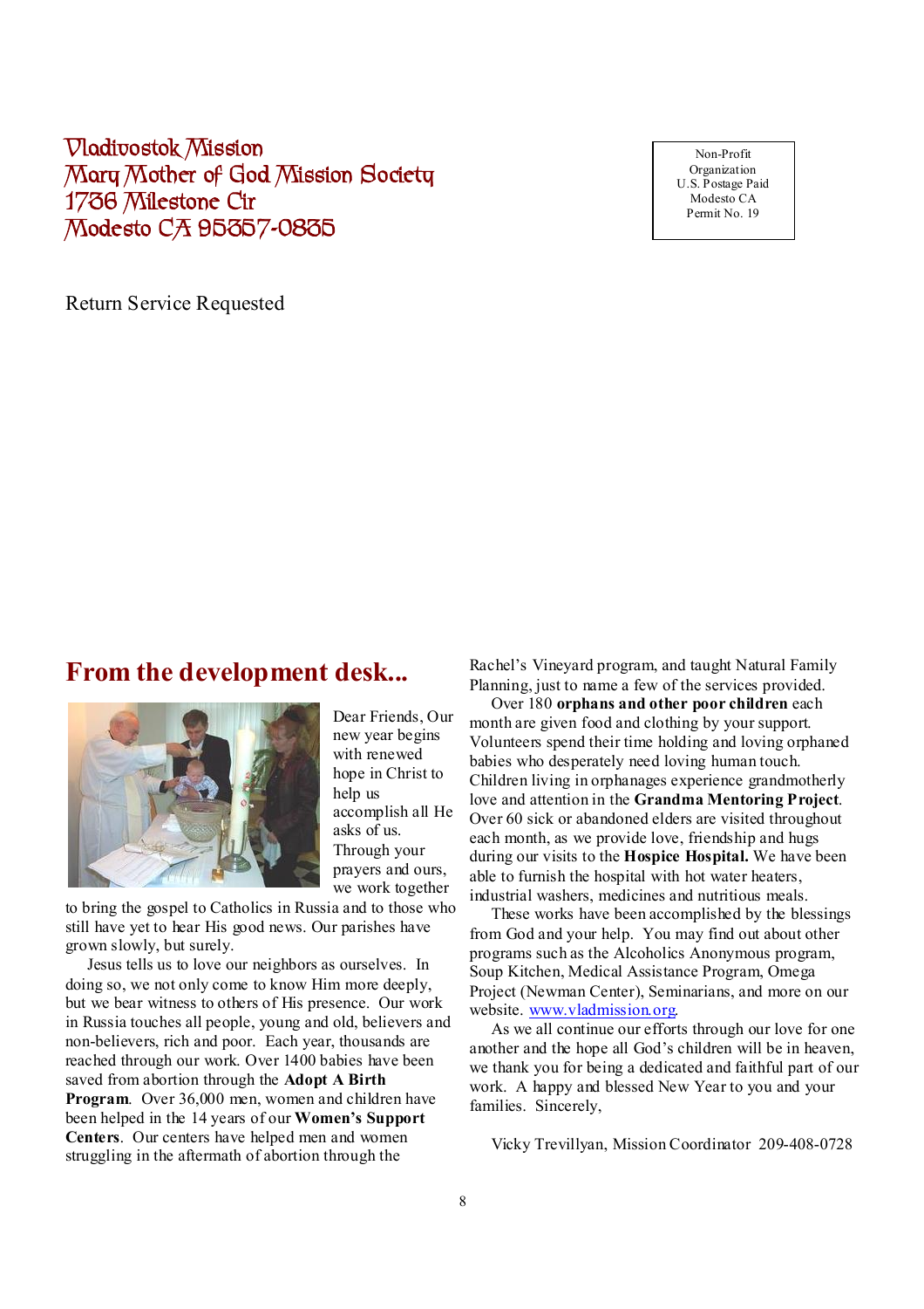Vladivostok Mission
Mary Mother of God Mission Society
1736 Milestone Cir
Modesto CA 95357-0835

Non-Profit Organization
U.S. Postage Paid
Modesto CA
Permit No. 19

Return Service Requested

## From the development desk...

Dear Friends, Our new year begins with renewed hope in Christ to help us accomplish all He asks of us. Through your prayers and ours, we work together to bring the gospel to Catholics in Russia and to those who still have yet to hear His good news. Our parishes have grown slowly, but surely.

Jesus tells us to love our neighbors as ourselves. In doing so, we not only come to know Him more deeply, but we bear witness to others of His presence. Our work in Russia touches all people, young and old, believers and non-believers, rich and poor. Each year, thousands are reached through our work. Over 1400 babies have been saved from abortion through the **Adopt A Birth Program**. Over 36,000 men, women and children have been helped in the 14 years of our **Women's Support Centers**. Our centers have helped men and women struggling in the aftermath of abortion through the Rachel's Vineyard program, and taught Natural Family Planning, just to name a few of the services provided.

Over 180 **orphans and other poor children** each month are given food and clothing by your support. Volunteers spend their time holding and loving orphaned babies who desperately need loving human touch. Children living in orphanages experience grandmotherly love and attention in the **Grandma Mentoring Project**. Over 60 sick or abandoned elders are visited throughout each month, as we provide love, friendship and hugs during our visits to the **Hospice Hospital.** We have been able to furnish the hospital with hot water heaters, industrial washers, medicines and nutritious meals.

These works have been accomplished by the blessings from God and your help. You may find out about other programs such as the Alcoholics Anonymous program, Soup Kitchen, Medical Assistance Program, Omega Project (Newman Center), Seminarians, and more on our website. www.vladmission.org.

As we all continue our efforts through our love for one another and the hope all God's children will be in heaven, we thank you for being a dedicated and faithful part of our work. A happy and blessed New Year to you and your families. Sincerely,

Vicky Trevillyan, Mission Coordinator 209-408-0728